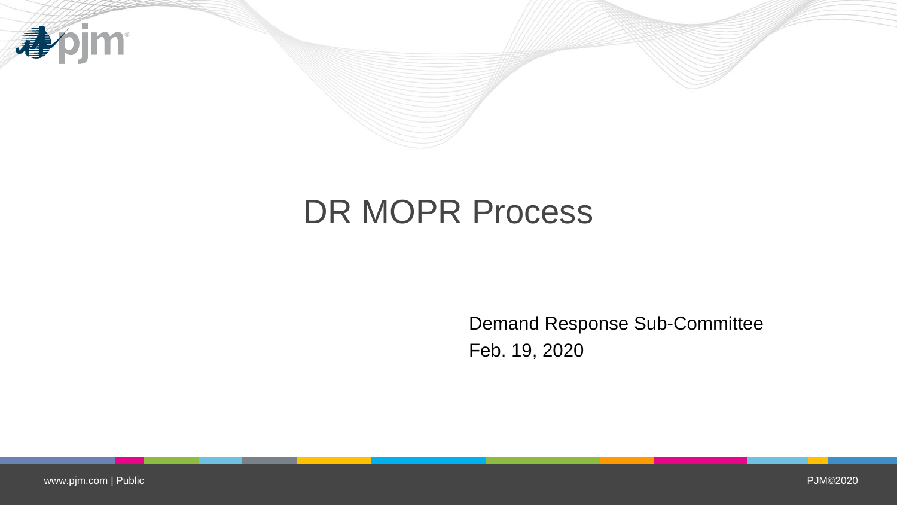# DR MOPR Process

Demand Response Sub-Committee

Feb. 19, 2020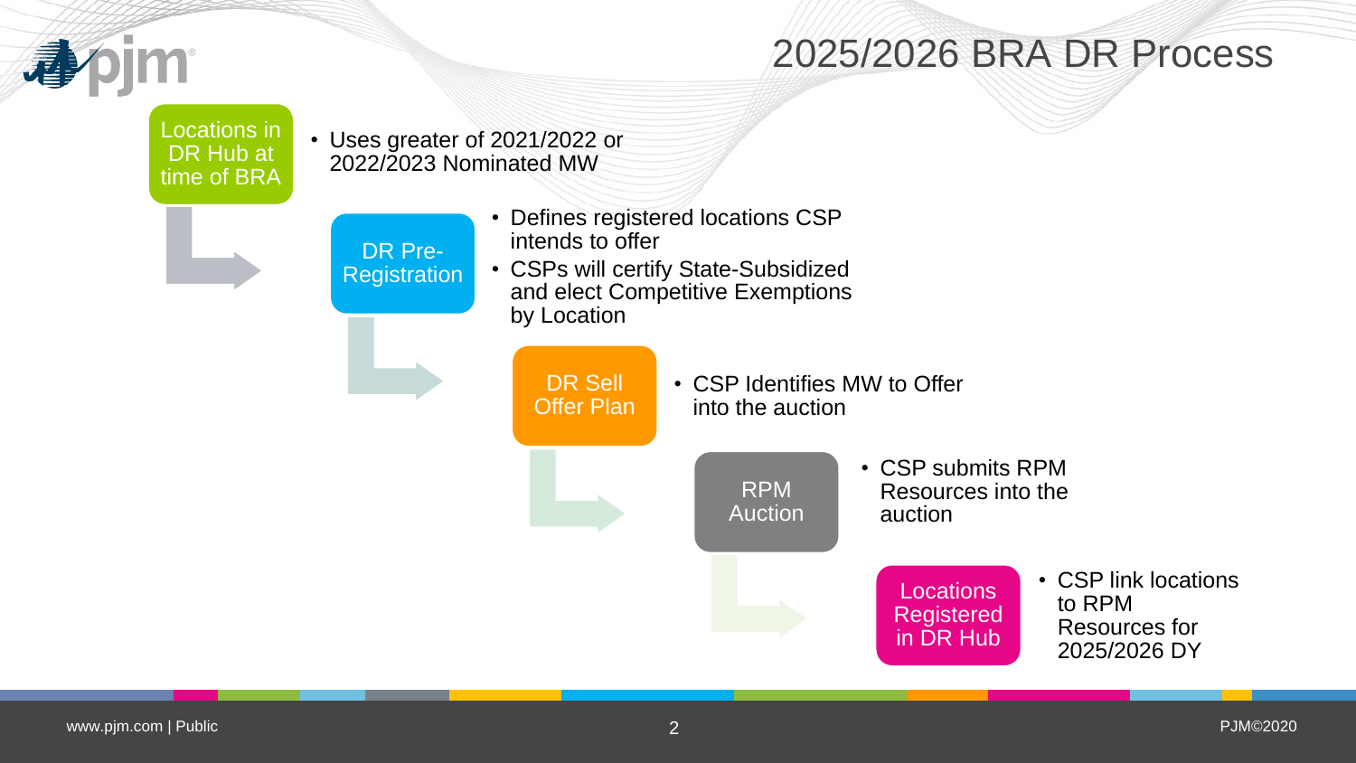# 2025/2026 BRA DR Process

**Locations in DR Hub at time of BRA**

- Uses greater of 2021/2022 or 2022/2023 Nominated MW

**DR Pre-Registration**

- Defines registered locations CSP intends to offer
- CSPs will certify State-Subsidized and elect Competitive Exemptions by Location

**DR Sell Offer Plan**

- CSP Identifies MW to Offer into the auction

**RPM Auction**

- CSP submits RPM Resources into the auction

**Locations Registered in DR Hub**

- CSP link locations to RPM Resources for 2025/2026 DY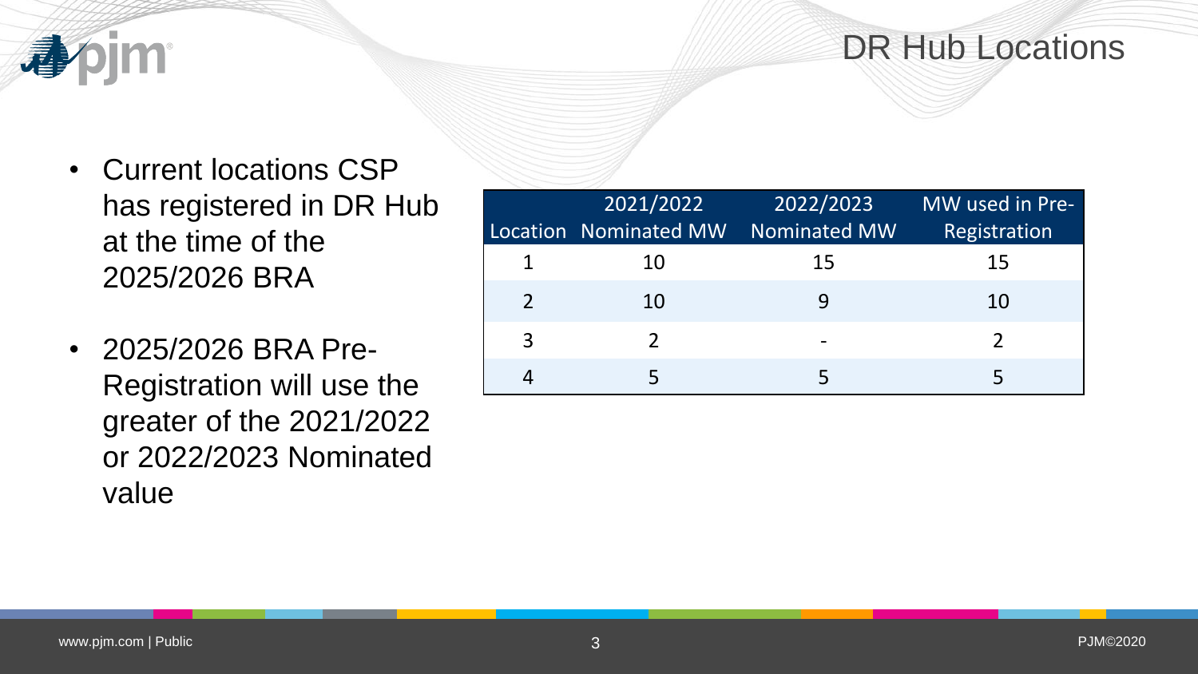# DR Hub Locations

- Current locations CSP has registered in DR Hub at the time of the 2025/2026 BRA
- 2025/2026 BRA Pre-Registration will use the greater of the 2021/2022 or 2022/2023 Nominated value

| Location | 2021/2022 Nominated MW | 2022/2023 Nominated MW | MW used in Pre-Registration |
|---|---|---|---|
| 1 | 10 | 15 | 15 |
| 2 | 10 | 9 | 10 |
| 3 | 2 | - | 2 |
| 4 | 5 | 5 | 5 |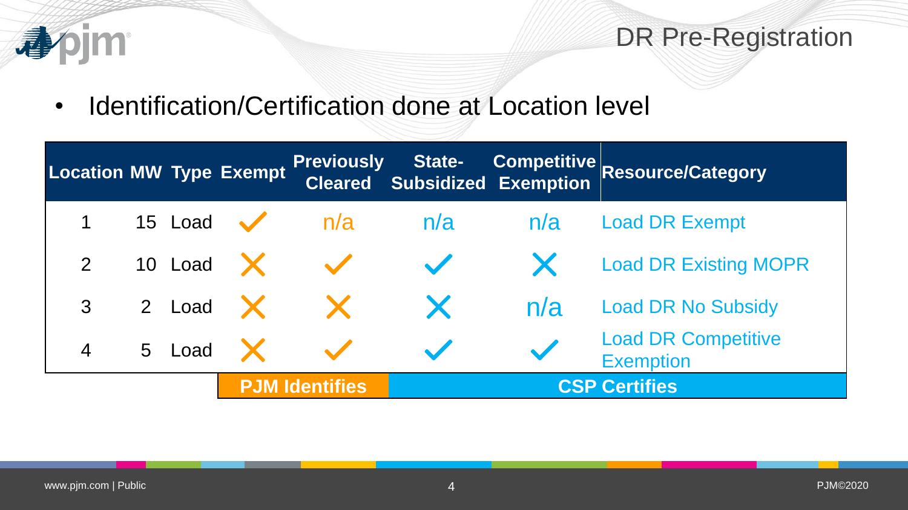# DR Pre-Registration

- Identification/Certification done at Location level

| Location | MW | Type | Exempt | Previously Cleared | State-Subsidized | Competitive Exemption | Resource/Category |
|---|---|---|---|---|---|---|---|
| 1 | 15 | Load | ✓ | n/a | n/a | n/a | Load DR Exempt |
| 2 | 10 | Load | ✗ | ✓ | ✓ | ✗ | Load DR Existing MOPR |
| 3 | 2 | Load | ✗ | ✗ | ✗ | n/a | Load DR No Subsidy |
| 4 | 5 | Load | ✗ | ✓ | ✓ | ✓ | Load DR Competitive Exemption |
| | | | PJM Identifies | | CSP Certifies | | |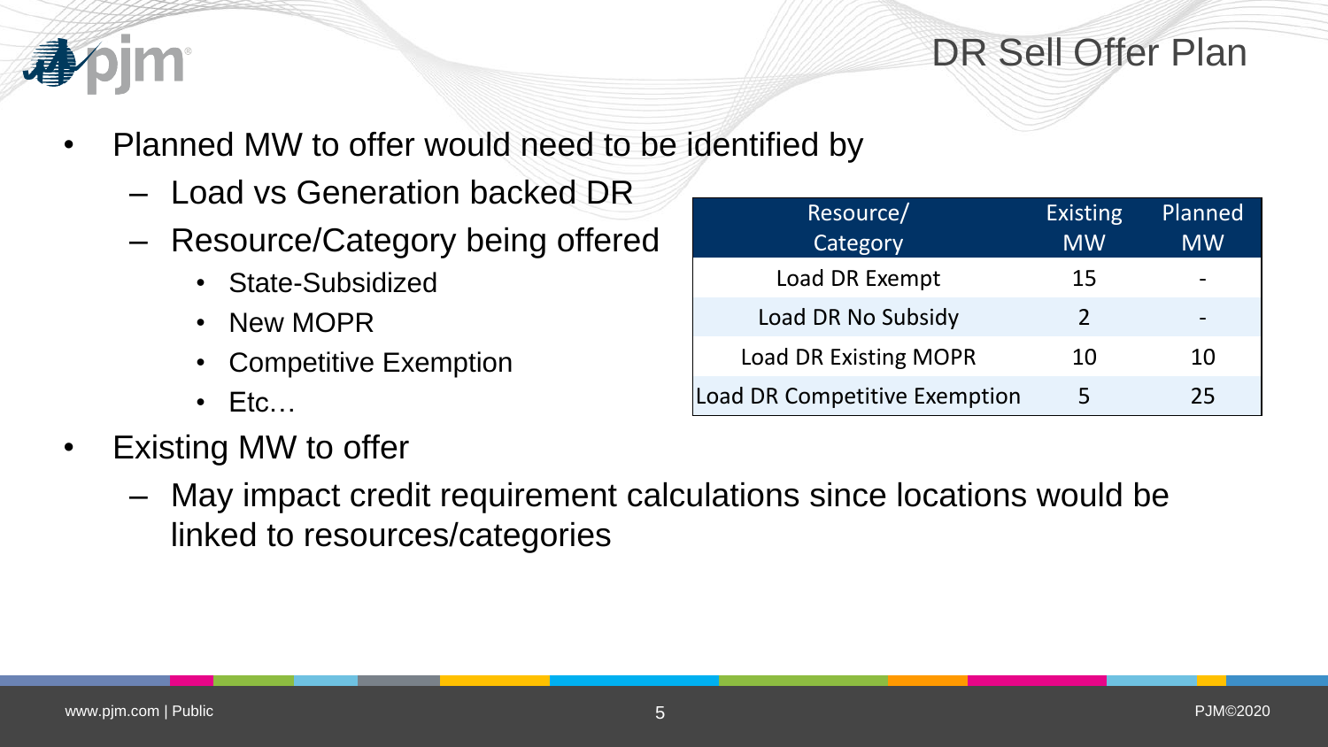# DR Sell Offer Plan

- Planned MW to offer would need to be identified by
  - Load vs Generation backed DR
  - Resource/Category being offered
    - State-Subsidized
    - New MOPR
    - Competitive Exemption
    - Etc…
- Existing MW to offer
  - May impact credit requirement calculations since locations would be linked to resources/categories

| Resource/ Category | Existing MW | Planned MW |
| --- | --- | --- |
| Load DR Exempt | 15 | - |
| Load DR No Subsidy | 2 | - |
| Load DR Existing MOPR | 10 | 10 |
| Load DR Competitive Exemption | 5 | 25 |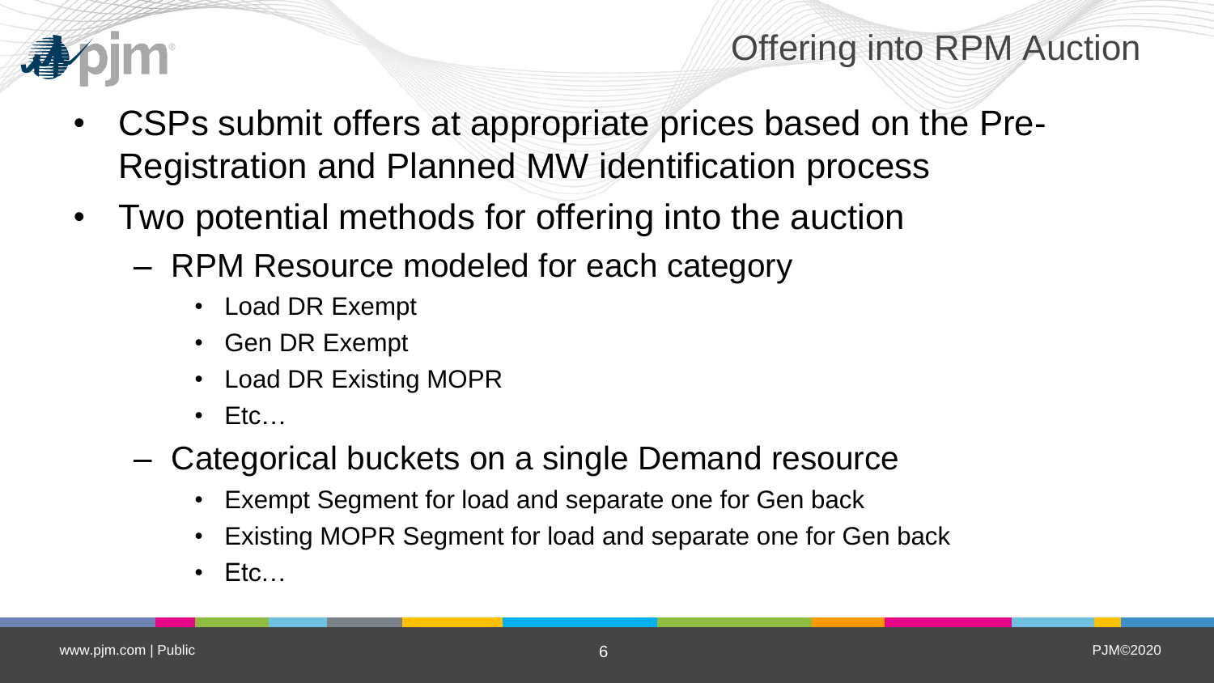# Offering into RPM Auction

- CSPs submit offers at appropriate prices based on the Pre-Registration and Planned MW identification process
- Two potential methods for offering into the auction
  - RPM Resource modeled for each category
    - Load DR Exempt
    - Gen DR Exempt
    - Load DR Existing MOPR
    - Etc…
  - Categorical buckets on a single Demand resource
    - Exempt Segment for load and separate one for Gen back
    - Existing MOPR Segment for load and separate one for Gen back
    - Etc…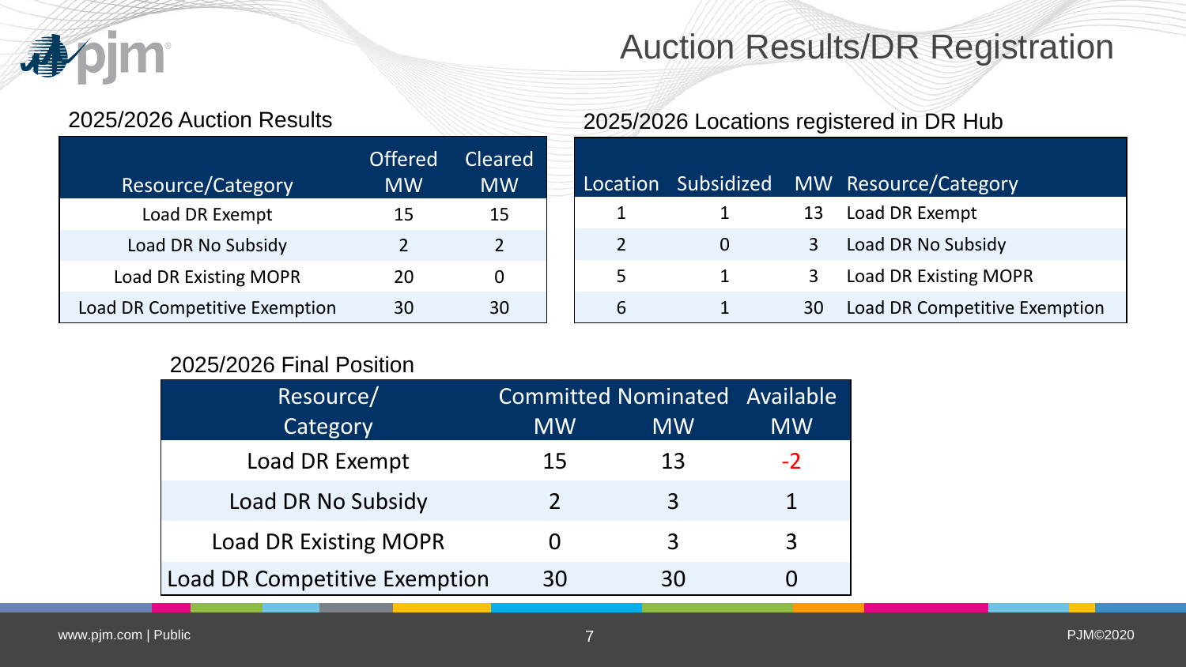# Auction Results/DR Registration

## 2025/2026 Auction Results

| Resource/Category | Offered MW | Cleared MW |
|---|---|---|
| Load DR Exempt | 15 | 15 |
| Load DR No Subsidy | 2 | 2 |
| Load DR Existing MOPR | 20 | 0 |
| Load DR Competitive Exemption | 30 | 30 |

## 2025/2026 Locations registered in DR Hub

| Location | Subsidized | MW | Resource/Category |
|---|---|---|---|
| 1 | 1 | 13 | Load DR Exempt |
| 2 | 0 | 3 | Load DR No Subsidy |
| 5 | 1 | 3 | Load DR Existing MOPR |
| 6 | 1 | 30 | Load DR Competitive Exemption |

## 2025/2026 Final Position

| Resource/ Category | Committed MW | Nominated MW | Available MW |
|---|---|---|---|
| Load DR Exempt | 15 | 13 | -2 |
| Load DR No Subsidy | 2 | 3 | 1 |
| Load DR Existing MOPR | 0 | 3 | 3 |
| Load DR Competitive Exemption | 30 | 30 | 0 |